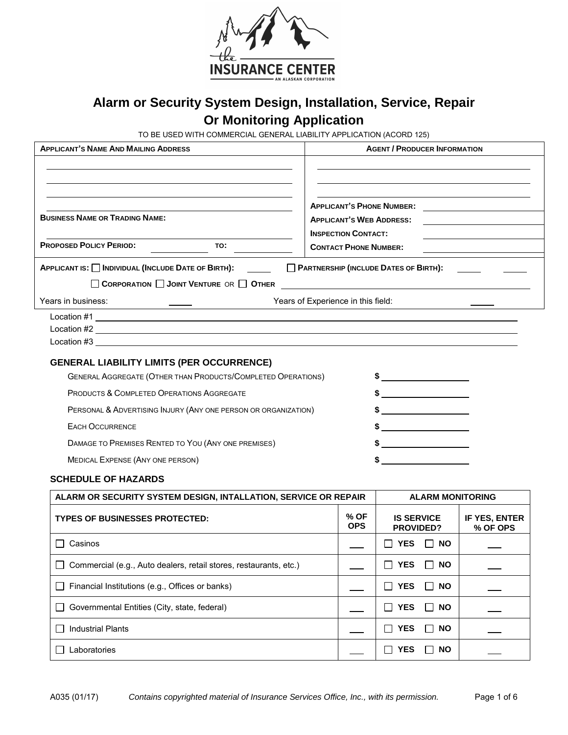# Alarm or Security System Design, Installation, Service, Repair Or Monitoring Application

TO BE USED WITH COMMERCIAL GENERAL LIABILITY APPLICATION (ACORD 125)

| APPLICANT'S NAME AND MAILING ADDRESS | AGENT / PRODUCER INFORMATION |
|---|---|
| | |
| BUSINESS NAME OR TRADING NAME: | APPLICANT'S PHONE NUMBER: |
| | APPLICANT'S WEB ADDRESS: |
| | INSPECTION CONTACT: |
| PROPOSED POLICY PERIOD: ______ TO: ______ | CONTACT PHONE NUMBER: |

APPLICANT IS: ☐ INDIVIDUAL (INCLUDE DATE OF BIRTH): ______ ☐ PARTNERSHIP (INCLUDE DATES OF BIRTH): ______ ______

☐ CORPORATION ☐ JOINT VENTURE OR ☐ OTHER ______

Years in business: ______ Years of Experience in this field: ______

Location #1 ______

Location #2 ______

Location #3 ______

## GENERAL LIABILITY LIMITS (PER OCCURRENCE)

| | |
|---|---|
| GENERAL AGGREGATE (OTHER THAN PRODUCTS/COMPLETED OPERATIONS) | $ |
| PRODUCTS & COMPLETED OPERATIONS AGGREGATE | $ |
| PERSONAL & ADVERTISING INJURY (ANY ONE PERSON OR ORGANIZATION) | $ |
| EACH OCCURRENCE | $ |
| DAMAGE TO PREMISES RENTED TO YOU (ANY ONE PREMISES) | $ |
| MEDICAL EXPENSE (ANY ONE PERSON) | $ |

## SCHEDULE OF HAZARDS

| ALARM OR SECURITY SYSTEM DESIGN, INTALLATION, SERVICE OR REPAIR | | ALARM MONITORING | |
|---|---|---|---|
| TYPES OF BUSINESSES PROTECTED: | % OF OPS | IS SERVICE PROVIDED? | IF YES, ENTER % OF OPS |
| ☐ Casinos | | ☐ YES ☐ NO | |
| ☐ Commercial (e.g., Auto dealers, retail stores, restaurants, etc.) | | ☐ YES ☐ NO | |
| ☐ Financial Institutions (e.g., Offices or banks) | | ☐ YES ☐ NO | |
| ☐ Governmental Entities (City, state, federal) | | ☐ YES ☐ NO | |
| ☐ Industrial Plants | | ☐ YES ☐ NO | |
| ☐ Laboratories | | ☐ YES ☐ NO | |

A035 (01/17) *Contains copyrighted material of Insurance Services Office, Inc., with its permission.*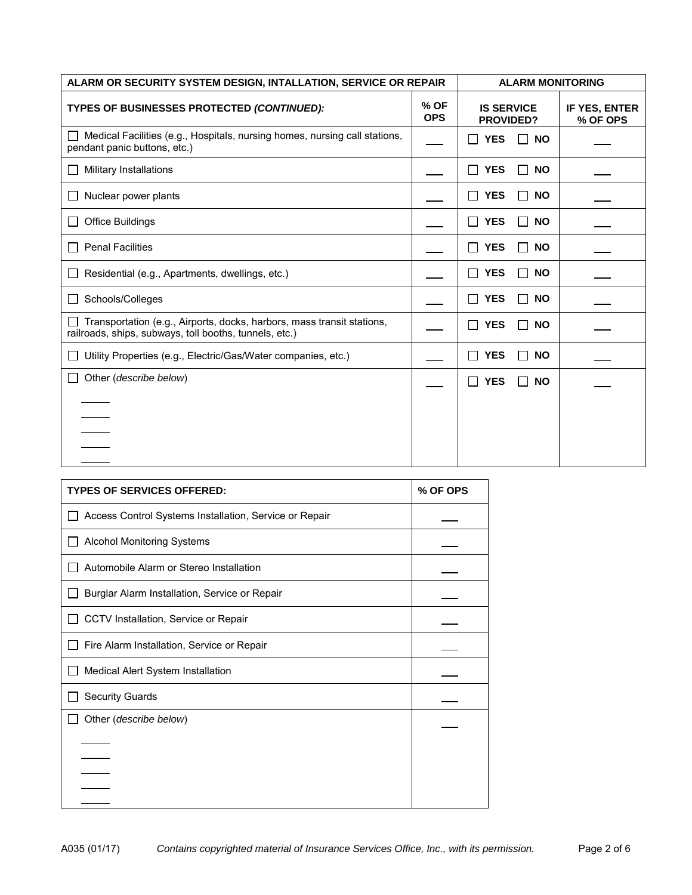| ALARM OR SECURITY SYSTEM DESIGN, INTALLATION, SERVICE OR REPAIR | | ALARM MONITORING | |
|---|---|---|---|
| **TYPES OF BUSINESSES PROTECTED *(CONTINUED):*** | **% OF OPS** | **IS SERVICE PROVIDED?** | **IF YES, ENTER % OF OPS** |
| ☐ Medical Facilities (e.g., Hospitals, nursing homes, nursing call stations, pendant panic buttons, etc.) | ___ | ☐ **YES** ☐ **NO** | ___ |
| ☐ Military Installations | ___ | ☐ **YES** ☐ **NO** | ___ |
| ☐ Nuclear power plants | ___ | ☐ **YES** ☐ **NO** | ___ |
| ☐ Office Buildings | ___ | ☐ **YES** ☐ **NO** | ___ |
| ☐ Penal Facilities | ___ | ☐ **YES** ☐ **NO** | ___ |
| ☐ Residential (e.g., Apartments, dwellings, etc.) | ___ | ☐ **YES** ☐ **NO** | ___ |
| ☐ Schools/Colleges | ___ | ☐ **YES** ☐ **NO** | ___ |
| ☐ Transportation (e.g., Airports, docks, harbors, mass transit stations, railroads, ships, subways, toll booths, tunnels, etc.) | ___ | ☐ **YES** ☐ **NO** | ___ |
| ☐ Utility Properties (e.g., Electric/Gas/Water companies, etc.) | ___ | ☐ **YES** ☐ **NO** | ___ |
| ☐ Other (*describe below*)<br>___<br>___<br>___<br>___<br>___ | ___ | ☐ **YES** ☐ **NO** | ___ |

| TYPES OF SERVICES OFFERED: | % OF OPS |
|---|---|
| ☐ Access Control Systems Installation, Service or Repair | ___ |
| ☐ Alcohol Monitoring Systems | ___ |
| ☐ Automobile Alarm or Stereo Installation | ___ |
| ☐ Burglar Alarm Installation, Service or Repair | ___ |
| ☐ CCTV Installation, Service or Repair | ___ |
| ☐ Fire Alarm Installation, Service or Repair | ___ |
| ☐ Medical Alert System Installation | ___ |
| ☐ Security Guards | ___ |
| ☐ Other (*describe below*)<br>___<br>___<br>___<br>___<br>___ | ___ |

A035 (01/17) *Contains copyrighted material of Insurance Services Office, Inc., with its permission.*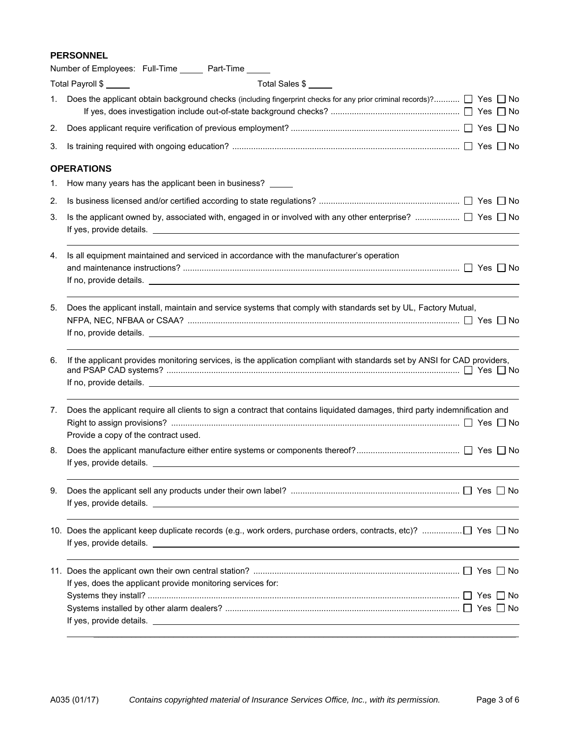## PERSONNEL

Number of Employees: Full-Time _____ Part-Time _____

Total Payroll $ _____ Total Sales $ _____

1. Does the applicant obtain background checks (including fingerprint checks for any prior criminal records)? ☐ Yes ☐ No
   If yes, does investigation include out-of-state background checks? ☐ Yes ☐ No
2. Does applicant require verification of previous employment? ☐ Yes ☐ No
3. Is training required with ongoing education? ☐ Yes ☐ No

## OPERATIONS

1. How many years has the applicant been in business? _____
2. Is business licensed and/or certified according to state regulations? ☐ Yes ☐ No
3. Is the applicant owned by, associated with, engaged in or involved with any other enterprise? ☐ Yes ☐ No
   If yes, provide details. ______________________________
4. Is all equipment maintained and serviced in accordance with the manufacturer's operation and maintenance instructions? ☐ Yes ☐ No
   If no, provide details. ______________________________
5. Does the applicant install, maintain and service systems that comply with standards set by UL, Factory Mutual, NFPA, NEC, NFBAA or CSAA? ☐ Yes ☐ No
   If no, provide details. ______________________________
6. If the applicant provides monitoring services, is the application compliant with standards set by ANSI for CAD providers, and PSAP CAD systems? ☐ Yes ☐ No
   If no, provide details. ______________________________
7. Does the applicant require all clients to sign a contract that contains liquidated damages, third party indemnification and Right to assign provisions? ☐ Yes ☐ No
   Provide a copy of the contract used.
8. Does the applicant manufacture either entire systems or components thereof? ☐ Yes ☐ No
   If yes, provide details. ______________________________
9. Does the applicant sell any products under their own label? ☐ Yes ☐ No
   If yes, provide details. ______________________________
10. Does the applicant keep duplicate records (e.g., work orders, purchase orders, contracts, etc)? ☐ Yes ☐ No
    If yes, provide details. ______________________________
11. Does the applicant own their own central station? ☐ Yes ☐ No
    If yes, does the applicant provide monitoring services for:
    Systems they install? ☐ Yes ☐ No
    Systems installed by other alarm dealers? ☐ Yes ☐ No
    If yes, provide details. ______________________________

A035 (01/17) *Contains copyrighted material of Insurance Services Office, Inc., with its permission.*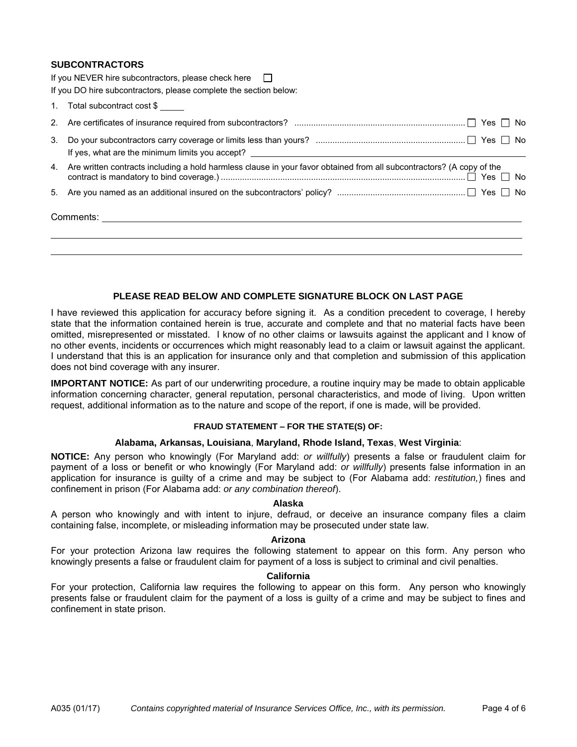## SUBCONTRACTORS

If you NEVER hire subcontractors, please check here ☐

If you DO hire subcontractors, please complete the section below:

1. Total subcontract cost $ _____
2. Are certificates of insurance required from subcontractors? ☐ Yes ☐ No
3. Do your subcontractors carry coverage or limits less than yours? ☐ Yes ☐ No
   If yes, what are the minimum limits you accept? ____________________
4. Are written contracts including a hold harmless clause in your favor obtained from all subcontractors? (A copy of the contract is mandatory to bind coverage.) ☐ Yes ☐ No
5. Are you named as an additional insured on the subcontractors' policy? ☐ Yes ☐ No

Comments: ____________________

### PLEASE READ BELOW AND COMPLETE SIGNATURE BLOCK ON LAST PAGE

I have reviewed this application for accuracy before signing it. As a condition precedent to coverage, I hereby state that the information contained herein is true, accurate and complete and that no material facts have been omitted, misrepresented or misstated. I know of no other claims or lawsuits against the applicant and I know of no other events, incidents or occurrences which might reasonably lead to a claim or lawsuit against the applicant. I understand that this is an application for insurance only and that completion and submission of this application does not bind coverage with any insurer.

**IMPORTANT NOTICE:** As part of our underwriting procedure, a routine inquiry may be made to obtain applicable information concerning character, general reputation, personal characteristics, and mode of living. Upon written request, additional information as to the nature and scope of the report, if one is made, will be provided.

#### FRAUD STATEMENT – FOR THE STATE(S) OF:

**Alabama, Arkansas, Louisiana, Maryland, Rhode Island, Texas, West Virginia:**

**NOTICE:** Any person who knowingly (For Maryland add: *or willfully*) presents a false or fraudulent claim for payment of a loss or benefit or who knowingly (For Maryland add: *or willfully*) presents false information in an application for insurance is guilty of a crime and may be subject to (For Alabama add: *restitution,*) fines and confinement in prison (For Alabama add: *or any combination thereof*).

**Alaska**

A person who knowingly and with intent to injure, defraud, or deceive an insurance company files a claim containing false, incomplete, or misleading information may be prosecuted under state law.

**Arizona**

For your protection Arizona law requires the following statement to appear on this form. Any person who knowingly presents a false or fraudulent claim for payment of a loss is subject to criminal and civil penalties.

**California**

For your protection, California law requires the following to appear on this form. Any person who knowingly presents false or fraudulent claim for the payment of a loss is guilty of a crime and may be subject to fines and confinement in state prison.

A035 (01/17) *Contains copyrighted material of Insurance Services Office, Inc., with its permission.*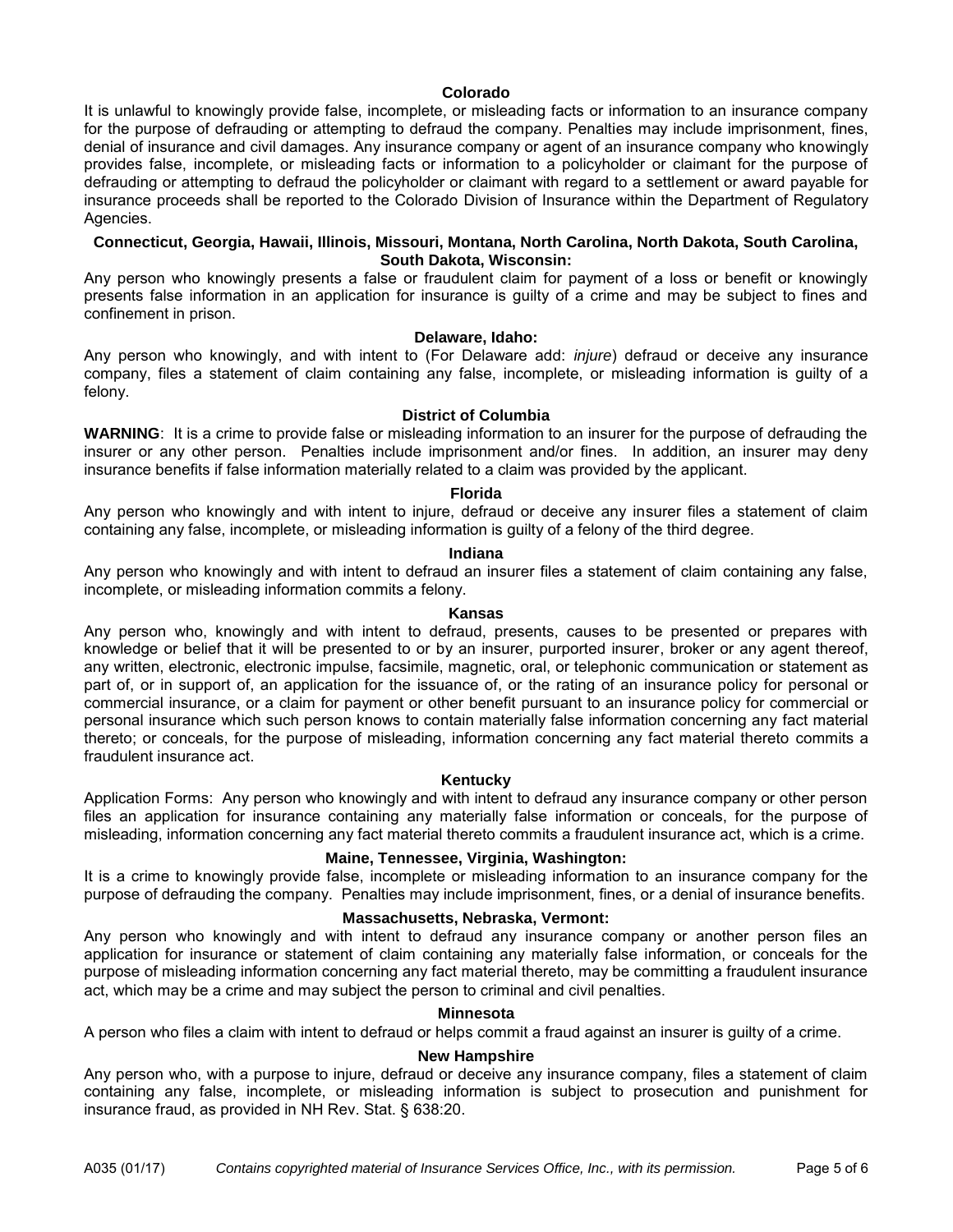### Colorado

It is unlawful to knowingly provide false, incomplete, or misleading facts or information to an insurance company for the purpose of defrauding or attempting to defraud the company. Penalties may include imprisonment, fines, denial of insurance and civil damages. Any insurance company or agent of an insurance company who knowingly provides false, incomplete, or misleading facts or information to a policyholder or claimant for the purpose of defrauding or attempting to defraud the policyholder or claimant with regard to a settlement or award payable for insurance proceeds shall be reported to the Colorado Division of Insurance within the Department of Regulatory Agencies.

### Connecticut, Georgia, Hawaii, Illinois, Missouri, Montana, North Carolina, North Dakota, South Carolina, South Dakota, Wisconsin:

Any person who knowingly presents a false or fraudulent claim for payment of a loss or benefit or knowingly presents false information in an application for insurance is guilty of a crime and may be subject to fines and confinement in prison.

### Delaware, Idaho:

Any person who knowingly, and with intent to (For Delaware add: *injure*) defraud or deceive any insurance company, files a statement of claim containing any false, incomplete, or misleading information is guilty of a felony.

### District of Columbia

**WARNING**: It is a crime to provide false or misleading information to an insurer for the purpose of defrauding the insurer or any other person. Penalties include imprisonment and/or fines. In addition, an insurer may deny insurance benefits if false information materially related to a claim was provided by the applicant.

### Florida

Any person who knowingly and with intent to injure, defraud or deceive any insurer files a statement of claim containing any false, incomplete, or misleading information is guilty of a felony of the third degree.

### Indiana

Any person who knowingly and with intent to defraud an insurer files a statement of claim containing any false, incomplete, or misleading information commits a felony.

### Kansas

Any person who, knowingly and with intent to defraud, presents, causes to be presented or prepares with knowledge or belief that it will be presented to or by an insurer, purported insurer, broker or any agent thereof, any written, electronic, electronic impulse, facsimile, magnetic, oral, or telephonic communication or statement as part of, or in support of, an application for the issuance of, or the rating of an insurance policy for personal or commercial insurance, or a claim for payment or other benefit pursuant to an insurance policy for commercial or personal insurance which such person knows to contain materially false information concerning any fact material thereto; or conceals, for the purpose of misleading, information concerning any fact material thereto commits a fraudulent insurance act.

### Kentucky

Application Forms: Any person who knowingly and with intent to defraud any insurance company or other person files an application for insurance containing any materially false information or conceals, for the purpose of misleading, information concerning any fact material thereto commits a fraudulent insurance act, which is a crime.

### Maine, Tennessee, Virginia, Washington:

It is a crime to knowingly provide false, incomplete or misleading information to an insurance company for the purpose of defrauding the company. Penalties may include imprisonment, fines, or a denial of insurance benefits.

### Massachusetts, Nebraska, Vermont:

Any person who knowingly and with intent to defraud any insurance company or another person files an application for insurance or statement of claim containing any materially false information, or conceals for the purpose of misleading information concerning any fact material thereto, may be committing a fraudulent insurance act, which may be a crime and may subject the person to criminal and civil penalties.

### Minnesota

A person who files a claim with intent to defraud or helps commit a fraud against an insurer is guilty of a crime.

### New Hampshire

Any person who, with a purpose to injure, defraud or deceive any insurance company, files a statement of claim containing any false, incomplete, or misleading information is subject to prosecution and punishment for insurance fraud, as provided in NH Rev. Stat. § 638:20.

A035 (01/17) *Contains copyrighted material of Insurance Services Office, Inc., with its permission.*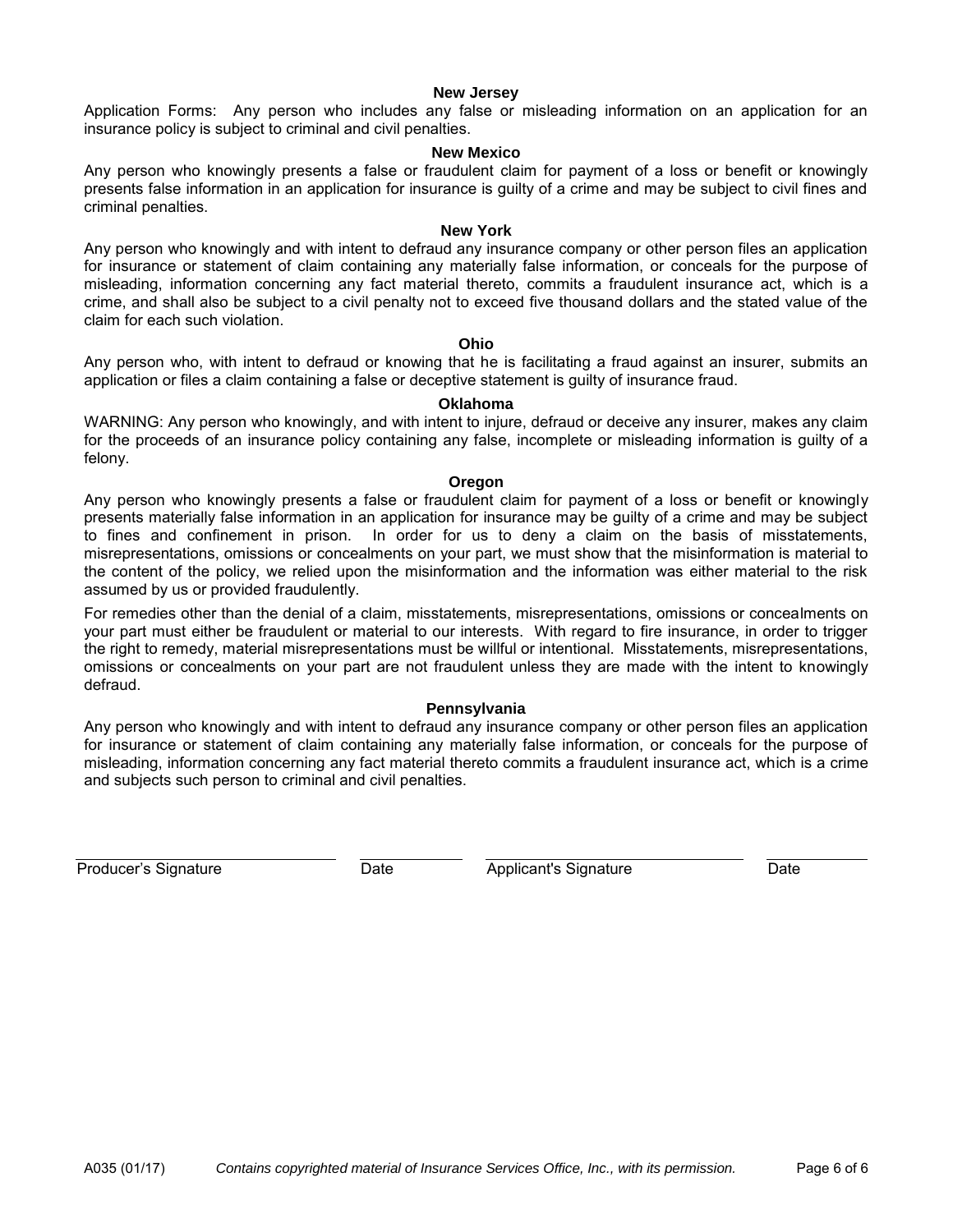### New Jersey

Application Forms: Any person who includes any false or misleading information on an application for an insurance policy is subject to criminal and civil penalties.

### New Mexico

Any person who knowingly presents a false or fraudulent claim for payment of a loss or benefit or knowingly presents false information in an application for insurance is guilty of a crime and may be subject to civil fines and criminal penalties.

### New York

Any person who knowingly and with intent to defraud any insurance company or other person files an application for insurance or statement of claim containing any materially false information, or conceals for the purpose of misleading, information concerning any fact material thereto, commits a fraudulent insurance act, which is a crime, and shall also be subject to a civil penalty not to exceed five thousand dollars and the stated value of the claim for each such violation.

### Ohio

Any person who, with intent to defraud or knowing that he is facilitating a fraud against an insurer, submits an application or files a claim containing a false or deceptive statement is guilty of insurance fraud.

### Oklahoma

WARNING: Any person who knowingly, and with intent to injure, defraud or deceive any insurer, makes any claim for the proceeds of an insurance policy containing any false, incomplete or misleading information is guilty of a felony.

### Oregon

Any person who knowingly presents a false or fraudulent claim for payment of a loss or benefit or knowingly presents materially false information in an application for insurance may be guilty of a crime and may be subject to fines and confinement in prison. In order for us to deny a claim on the basis of misstatements, misrepresentations, omissions or concealments on your part, we must show that the misinformation is material to the content of the policy, we relied upon the misinformation and the information was either material to the risk assumed by us or provided fraudulently.

For remedies other than the denial of a claim, misstatements, misrepresentations, omissions or concealments on your part must either be fraudulent or material to our interests. With regard to fire insurance, in order to trigger the right to remedy, material misrepresentations must be willful or intentional. Misstatements, misrepresentations, omissions or concealments on your part are not fraudulent unless they are made with the intent to knowingly defraud.

### Pennsylvania

Any person who knowingly and with intent to defraud any insurance company or other person files an application for insurance or statement of claim containing any materially false information, or conceals for the purpose of misleading, information concerning any fact material thereto commits a fraudulent insurance act, which is a crime and subjects such person to criminal and civil penalties.

| | | | |
|---|---|---|---|
| Producer's Signature | Date | Applicant's Signature | Date |

A035 (01/17) *Contains copyrighted material of Insurance Services Office, Inc., with its permission.*